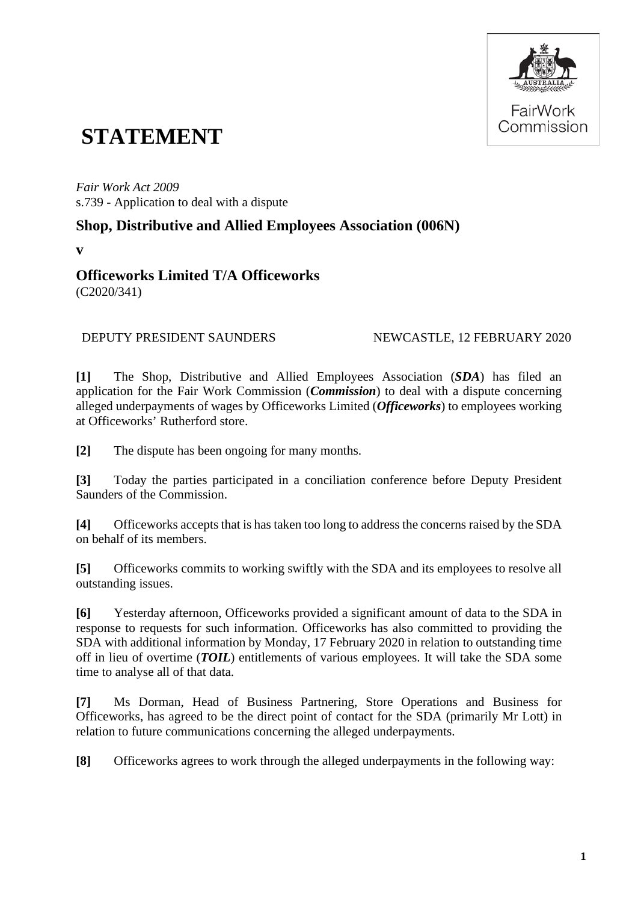# STATEMENT

*Fair Work Act 2009*
s.739 - Application to deal with a dispute

## Shop, Distributive and Allied Employees Association (006N)

**v**

## Officeworks Limited T/A Officeworks

(C2020/341)

DEPUTY PRESIDENT SAUNDERS NEWCASTLE, 12 FEBRUARY 2020

**[1]** The Shop, Distributive and Allied Employees Association (***SDA***) has filed an application for the Fair Work Commission (***Commission***) to deal with a dispute concerning alleged underpayments of wages by Officeworks Limited (***Officeworks***) to employees working at Officeworks' Rutherford store.

**[2]** The dispute has been ongoing for many months.

**[3]** Today the parties participated in a conciliation conference before Deputy President Saunders of the Commission.

**[4]** Officeworks accepts that is has taken too long to address the concerns raised by the SDA on behalf of its members.

**[5]** Officeworks commits to working swiftly with the SDA and its employees to resolve all outstanding issues.

**[6]** Yesterday afternoon, Officeworks provided a significant amount of data to the SDA in response to requests for such information. Officeworks has also committed to providing the SDA with additional information by Monday, 17 February 2020 in relation to outstanding time off in lieu of overtime (***TOIL***) entitlements of various employees. It will take the SDA some time to analyse all of that data.

**[7]** Ms Dorman, Head of Business Partnering, Store Operations and Business for Officeworks, has agreed to be the direct point of contact for the SDA (primarily Mr Lott) in relation to future communications concerning the alleged underpayments.

**[8]** Officeworks agrees to work through the alleged underpayments in the following way: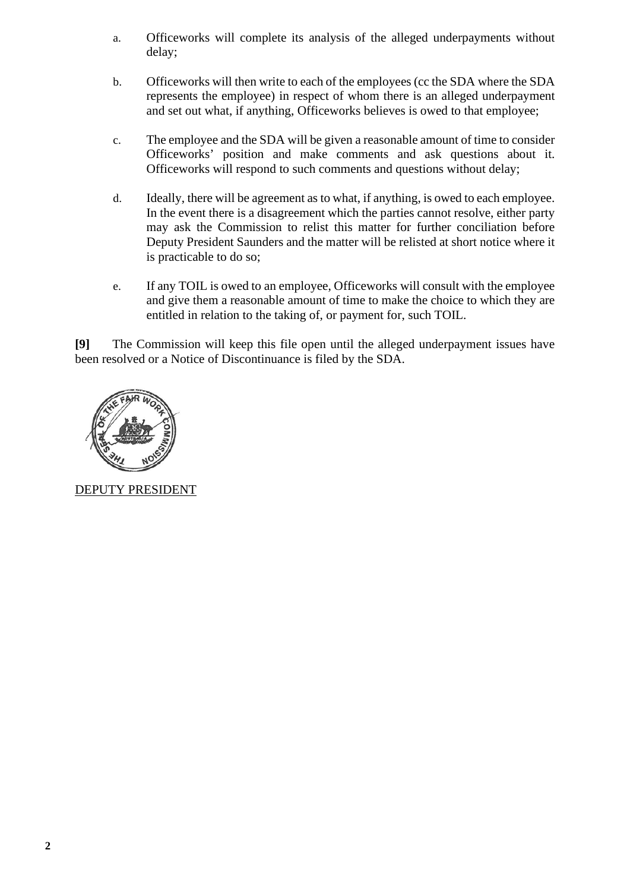a. Officeworks will complete its analysis of the alleged underpayments without delay;

b. Officeworks will then write to each of the employees (cc the SDA where the SDA represents the employee) in respect of whom there is an alleged underpayment and set out what, if anything, Officeworks believes is owed to that employee;

c. The employee and the SDA will be given a reasonable amount of time to consider Officeworks' position and make comments and ask questions about it. Officeworks will respond to such comments and questions without delay;

d. Ideally, there will be agreement as to what, if anything, is owed to each employee. In the event there is a disagreement which the parties cannot resolve, either party may ask the Commission to relist this matter for further conciliation before Deputy President Saunders and the matter will be relisted at short notice where it is practicable to do so;

e. If any TOIL is owed to an employee, Officeworks will consult with the employee and give them a reasonable amount of time to make the choice to which they are entitled in relation to the taking of, or payment for, such TOIL.

**[9]** The Commission will keep this file open until the alleged underpayment issues have been resolved or a Notice of Discontinuance is filed by the SDA.

DEPUTY PRESIDENT